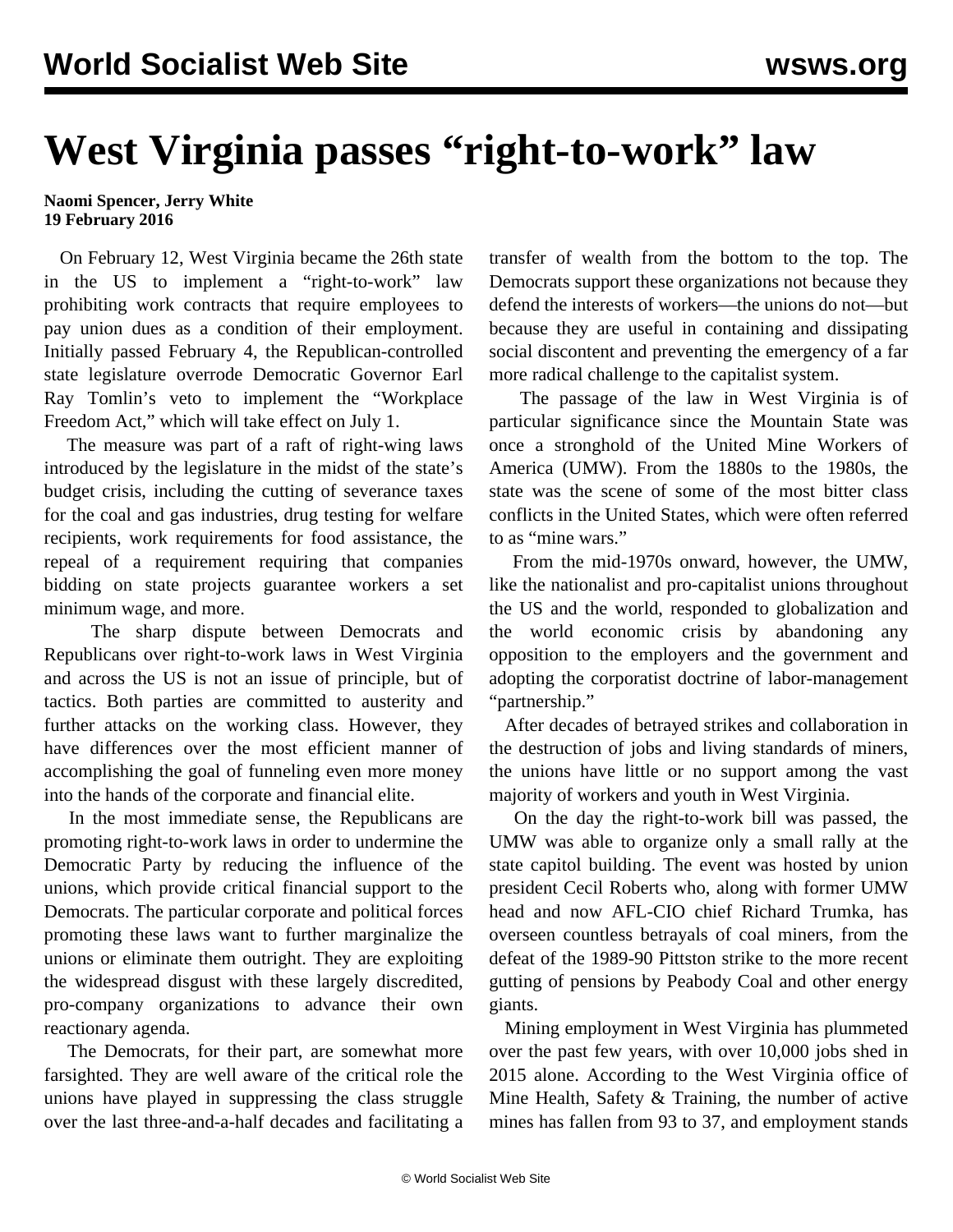# West Virginia passes "right-to-work" law

**Naomi Spencer, Jerry White**
**19 February 2016**

On February 12, West Virginia became the 26th state in the US to implement a "right-to-work" law prohibiting work contracts that require employees to pay union dues as a condition of their employment. Initially passed February 4, the Republican-controlled state legislature overrode Democratic Governor Earl Ray Tomlin's veto to implement the "Workplace Freedom Act," which will take effect on July 1.

The measure was part of a raft of right-wing laws introduced by the legislature in the midst of the state's budget crisis, including the cutting of severance taxes for the coal and gas industries, drug testing for welfare recipients, work requirements for food assistance, the repeal of a requirement requiring that companies bidding on state projects guarantee workers a set minimum wage, and more.

The sharp dispute between Democrats and Republicans over right-to-work laws in West Virginia and across the US is not an issue of principle, but of tactics. Both parties are committed to austerity and further attacks on the working class. However, they have differences over the most efficient manner of accomplishing the goal of funneling even more money into the hands of the corporate and financial elite.

In the most immediate sense, the Republicans are promoting right-to-work laws in order to undermine the Democratic Party by reducing the influence of the unions, which provide critical financial support to the Democrats. The particular corporate and political forces promoting these laws want to further marginalize the unions or eliminate them outright. They are exploiting the widespread disgust with these largely discredited, pro-company organizations to advance their own reactionary agenda.

The Democrats, for their part, are somewhat more farsighted. They are well aware of the critical role the unions have played in suppressing the class struggle over the last three-and-a-half decades and facilitating a transfer of wealth from the bottom to the top. The Democrats support these organizations not because they defend the interests of workers—the unions do not—but because they are useful in containing and dissipating social discontent and preventing the emergency of a far more radical challenge to the capitalist system.

The passage of the law in West Virginia is of particular significance since the Mountain State was once a stronghold of the United Mine Workers of America (UMW). From the 1880s to the 1980s, the state was the scene of some of the most bitter class conflicts in the United States, which were often referred to as "mine wars."

From the mid-1970s onward, however, the UMW, like the nationalist and pro-capitalist unions throughout the US and the world, responded to globalization and the world economic crisis by abandoning any opposition to the employers and the government and adopting the corporatist doctrine of labor-management "partnership."

After decades of betrayed strikes and collaboration in the destruction of jobs and living standards of miners, the unions have little or no support among the vast majority of workers and youth in West Virginia.

On the day the right-to-work bill was passed, the UMW was able to organize only a small rally at the state capitol building. The event was hosted by union president Cecil Roberts who, along with former UMW head and now AFL-CIO chief Richard Trumka, has overseen countless betrayals of coal miners, from the defeat of the 1989-90 Pittston strike to the more recent gutting of pensions by Peabody Coal and other energy giants.

Mining employment in West Virginia has plummeted over the past few years, with over 10,000 jobs shed in 2015 alone. According to the West Virginia office of Mine Health, Safety & Training, the number of active mines has fallen from 93 to 37, and employment stands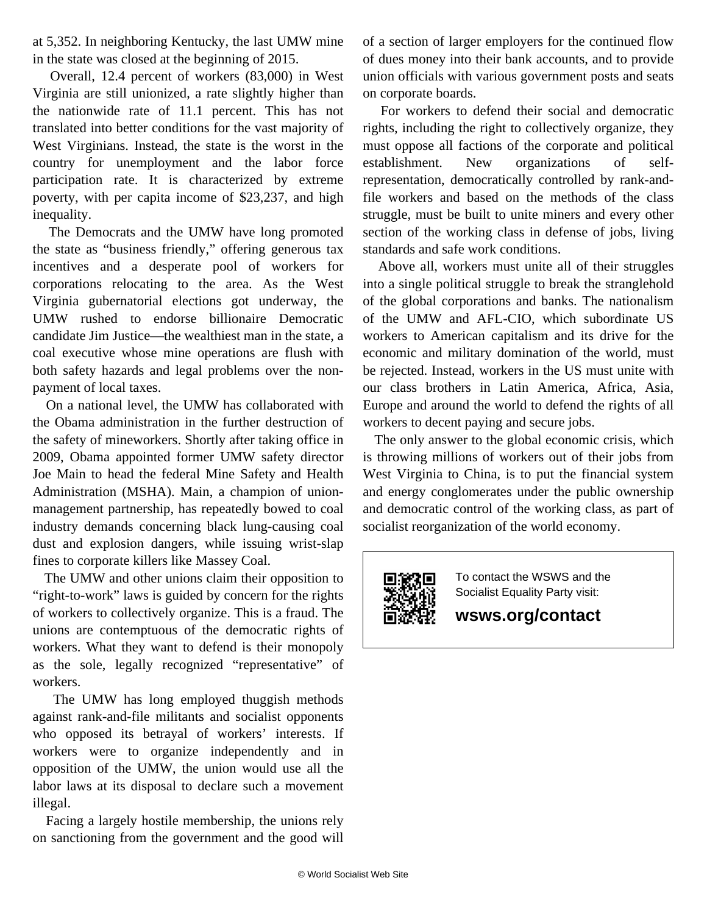at 5,352. In neighboring Kentucky, the last UMW mine in the state was closed at the beginning of 2015.

Overall, 12.4 percent of workers (83,000) in West Virginia are still unionized, a rate slightly higher than the nationwide rate of 11.1 percent. This has not translated into better conditions for the vast majority of West Virginians. Instead, the state is the worst in the country for unemployment and the labor force participation rate. It is characterized by extreme poverty, with per capita income of $23,237, and high inequality.

The Democrats and the UMW have long promoted the state as "business friendly," offering generous tax incentives and a desperate pool of workers for corporations relocating to the area. As the West Virginia gubernatorial elections got underway, the UMW rushed to endorse billionaire Democratic candidate Jim Justice—the wealthiest man in the state, a coal executive whose mine operations are flush with both safety hazards and legal problems over the non-payment of local taxes.

On a national level, the UMW has collaborated with the Obama administration in the further destruction of the safety of mineworkers. Shortly after taking office in 2009, Obama appointed former UMW safety director Joe Main to head the federal Mine Safety and Health Administration (MSHA). Main, a champion of union-management partnership, has repeatedly bowed to coal industry demands concerning black lung-causing coal dust and explosion dangers, while issuing wrist-slap fines to corporate killers like Massey Coal.

The UMW and other unions claim their opposition to "right-to-work" laws is guided by concern for the rights of workers to collectively organize. This is a fraud. The unions are contemptuous of the democratic rights of workers. What they want to defend is their monopoly as the sole, legally recognized "representative" of workers.

The UMW has long employed thuggish methods against rank-and-file militants and socialist opponents who opposed its betrayal of workers' interests. If workers were to organize independently and in opposition of the UMW, the union would use all the labor laws at its disposal to declare such a movement illegal.

Facing a largely hostile membership, the unions rely on sanctioning from the government and the good will of a section of larger employers for the continued flow of dues money into their bank accounts, and to provide union officials with various government posts and seats on corporate boards.

For workers to defend their social and democratic rights, including the right to collectively organize, they must oppose all factions of the corporate and political establishment. New organizations of self-representation, democratically controlled by rank-and-file workers and based on the methods of the class struggle, must be built to unite miners and every other section of the working class in defense of jobs, living standards and safe work conditions.

Above all, workers must unite all of their struggles into a single political struggle to break the stranglehold of the global corporations and banks. The nationalism of the UMW and AFL-CIO, which subordinate US workers to American capitalism and its drive for the economic and military domination of the world, must be rejected. Instead, workers in the US must unite with our class brothers in Latin America, Africa, Asia, Europe and around the world to defend the rights of all workers to decent paying and secure jobs.

The only answer to the global economic crisis, which is throwing millions of workers out of their jobs from West Virginia to China, is to put the financial system and energy conglomerates under the public ownership and democratic control of the working class, as part of socialist reorganization of the world economy.

To contact the WSWS and the Socialist Equality Party visit:

**wsws.org/contact**